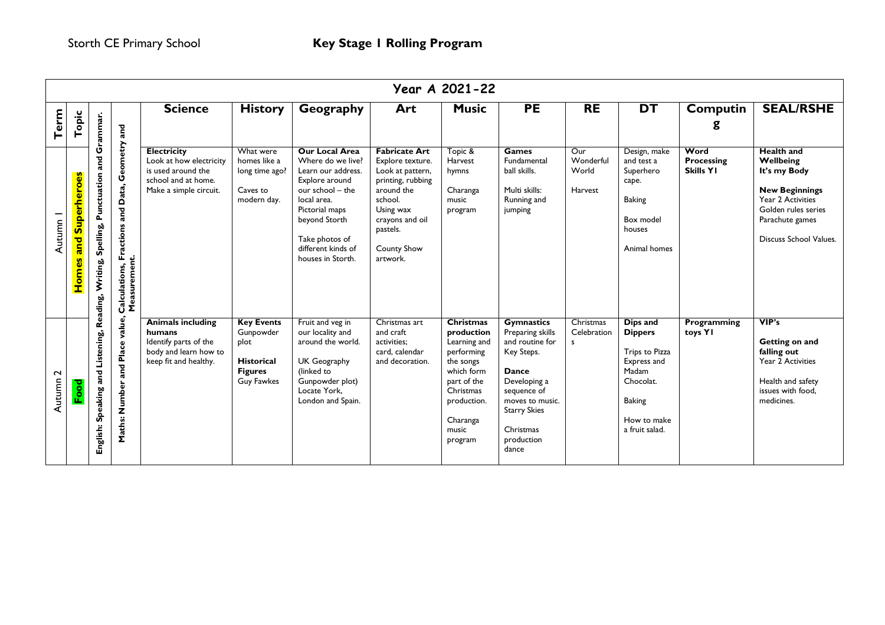Storth CE Primary School

# Key Stage 1 Rolling Program

| Year A 2021-22 | | | | | | | | | | | | | | |
|---|---|---|---|---|---|---|---|---|---|---|---|---|---|---|
| **Term** | **Topic** | | | **Science** | **History** | **Geography** | **Art** | **Music** | **PE** | **RE** | **DT** | **Computing** | **SEAL/RSHE** |
| Autumn 1 | **Homes and Superheroes** | **English: Speaking and Listening, Reading, Writing, Spelling, Punctuation and Grammar.** | **Maths: Number and Place value, Calculations, Fractions and Data, Geometry and Measurement.** | **Electricity**<br>Look at how electricity is used around the school and at home.<br>Make a simple circuit. | What were homes like a long time ago?<br>Caves to modern day. | **Our Local Area**<br>Where do we live? Learn our address. Explore around our school – the local area.<br>Pictorial maps beyond Storth<br><br>Take photos of different kinds of houses in Storth. | **Fabricate Art**<br>Explore texture. Look at pattern, printing, rubbing around the school. Using wax crayons and oil pastels.<br><br>County Show artwork. | Topic & Harvest hymns<br><br>Charanga music program | **Games**<br>Fundamental ball skills.<br><br>Multi skills: Running and jumping | Our Wonderful World<br><br>Harvest | Design, make and test a Superhero cape.<br><br>Baking<br><br>Box model houses<br><br>Animal homes | **Word Processing Skills Y1** | **Health and Wellbeing**<br>**It's my Body**<br><br>**New Beginnings**<br>Year 2 Activities<br>Golden rules series<br>Parachute games<br><br>Discuss School Values. |
| Autumn 2 | **Food** | | | **Animals including humans**<br>Identify parts of the body and learn how to keep fit and healthy. | **Key Events**<br>Gunpowder plot<br><br>**Historical Figures**<br>Guy Fawkes | Fruit and veg in our locality and around the world.<br><br>UK Geography (linked to Gunpowder plot)<br>Locate York, London and Spain. | Christmas art and craft activities; card, calendar and decoration. | **Christmas production**<br>Learning and performing the songs which form part of the Christmas production.<br><br>Charanga music program | **Gymnastics**<br>Preparing skills and routine for Key Steps.<br><br>**Dance**<br>Developing a sequence of moves to music.<br>Starry Skies<br><br>Christmas production dance | Christmas Celebrations | **Dips and Dippers**<br><br>Trips to Pizza Express and Madam Chocolat.<br><br>Baking<br><br>How to make a fruit salad. | **Programming toys Y1** | **VIP's**<br><br>**Getting on and falling out**<br>Year 2 Activities<br><br>Health and safety issues with food, medicines. |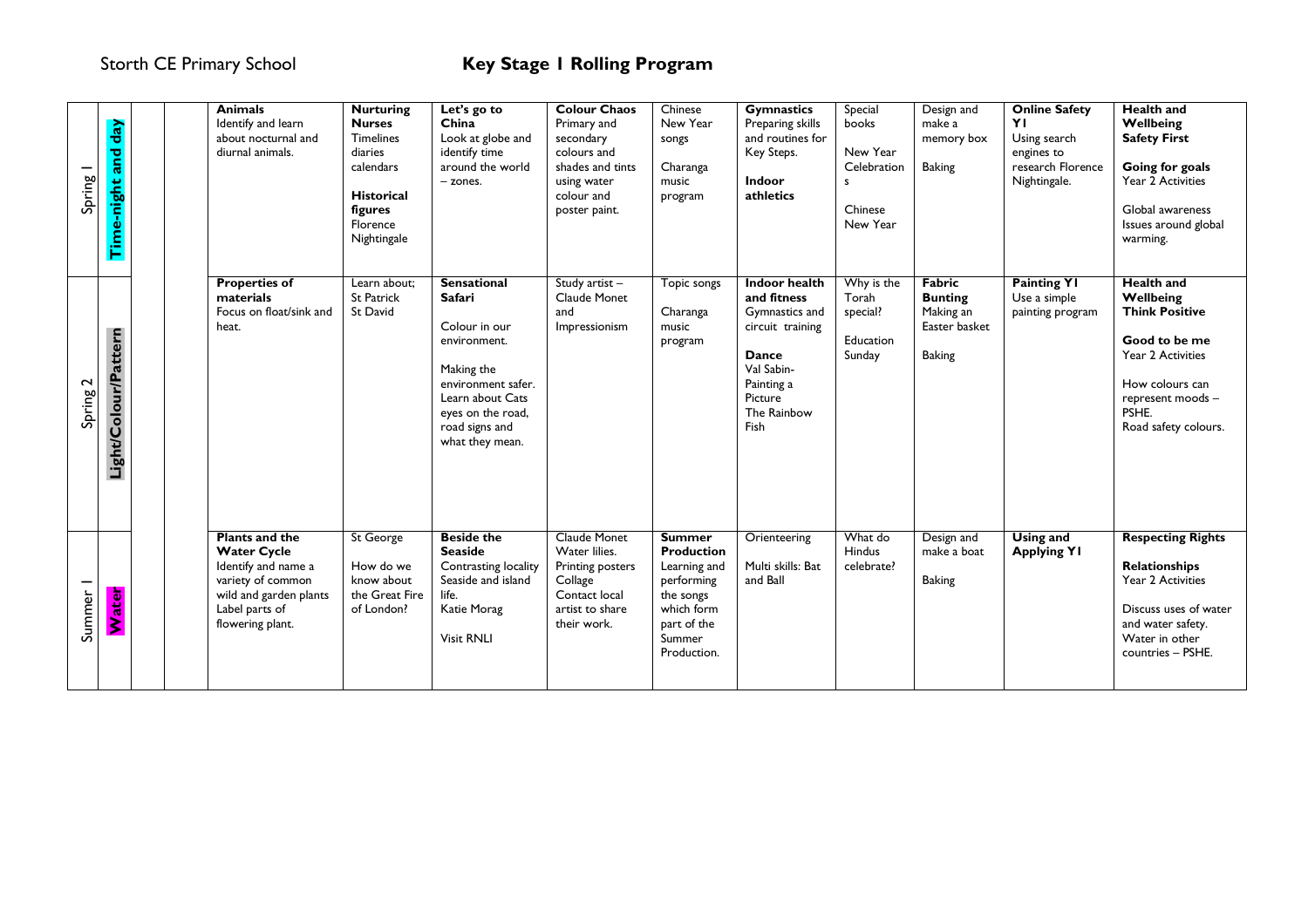Storth CE Primary School

# Key Stage 1 Rolling Program

| | | | | | | | | | | | | | |
|---|---|---|---|---|---|---|---|---|---|---|---|---|---|
| Spring 1 | **Time-night and day** | | | **Animals**<br>Identify and learn about nocturnal and diurnal animals. | **Nurturing Nurses**<br>Timelines diaries calendars<br><br>**Historical figures**<br>Florence Nightingale | **Let's go to China**<br>Look at globe and identify time around the world – zones. | **Colour Chaos**<br>Primary and secondary colours and shades and tints using water colour and poster paint. | Chinese New Year songs<br><br>Charanga music program | **Gymnastics**<br>Preparing skills and routines for Key Steps.<br><br>**Indoor athletics** | Special books<br><br>New Year Celebrations<br><br>Chinese New Year | Design and make a memory box<br><br>Baking | **Online Safety Y1**<br>Using search engines to research Florence Nightingale. | **Health and Wellbeing Safety First**<br><br>**Going for goals**<br>Year 2 Activities<br><br>Global awareness Issues around global warming. |
| Spring 2 | **Light/Colour/Pattern** | | | **Properties of materials**<br>Focus on float/sink and heat. | Learn about; St Patrick St David | **Sensational Safari**<br><br>Colour in our environment.<br><br>Making the environment safer. Learn about Cats eyes on the road, road signs and what they mean. | Study artist – Claude Monet and Impressionism | Topic songs<br><br>Charanga music program | **Indoor health and fitness**<br>Gymnastics and circuit training<br><br>**Dance**<br>Val Sabin- Painting a Picture The Rainbow Fish | Why is the Torah special?<br><br>Education Sunday | **Fabric Bunting**<br>Making an Easter basket<br><br>Baking | **Painting Y1**<br>Use a simple painting program | **Health and Wellbeing Think Positive**<br><br>**Good to be me**<br>Year 2 Activities<br><br>How colours can represent moods – PSHE.<br>Road safety colours. |
| Summer 1 | **Water** | | | **Plants and the Water Cycle**<br>Identify and name a variety of common wild and garden plants Label parts of flowering plant. | St George<br><br>How do we know about the Great Fire of London? | **Beside the Seaside**<br>Contrasting locality Seaside and island life.<br>Katie Morag<br><br>Visit RNLI | Claude Monet Water lilies.<br>Printing posters Collage<br>Contact local artist to share their work. | **Summer Production**<br>Learning and performing the songs which form part of the Summer Production. | Orienteering<br><br>Multi skills: Bat and Ball | What do Hindus celebrate? | Design and make a boat<br><br>Baking | **Using and Applying Y1** | **Respecting Rights**<br><br>**Relationships**<br>Year 2 Activities<br><br>Discuss uses of water and water safety. Water in other countries – PSHE. |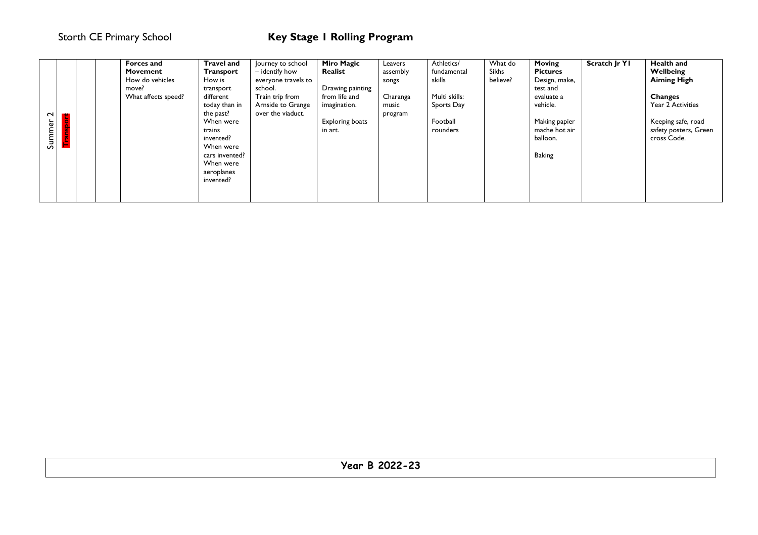Storth CE Primary School

# Key Stage 1 Rolling Program

| | | | | | | | | | | | | | |
|---|---|---|---|---|---|---|---|---|---|---|---|---|---|
| Summer 2 | Transport | | | **Forces and Movement**<br>How do vehicles move?<br>What affects speed? | **Travel and Transport**<br>How is transport different today than in the past?<br>When were trains invented?<br>When were cars invented?<br>When were aeroplanes invented? | Journey to school – identify how everyone travels to school.<br>Train trip from Arnside to Grange over the viaduct. | **Miro Magic Realist**<br><br>Drawing painting from life and imagination.<br><br>Exploring boats in art. | Leavers assembly songs<br><br>Charanga music program | Athletics/ fundamental skills<br><br>Multi skills: Sports Day<br><br>Football rounders | What do Sikhs believe? | **Moving Pictures**<br>Design, make, test and evaluate a vehicle.<br><br>Making papier mache hot air balloon.<br><br>Baking | **Scratch Jr Y1** | **Health and Wellbeing**<br>**Aiming High**<br><br>**Changes**<br>Year 2 Activities<br><br>Keeping safe, road safety posters, Green cross Code. |

**Year B 2022-23**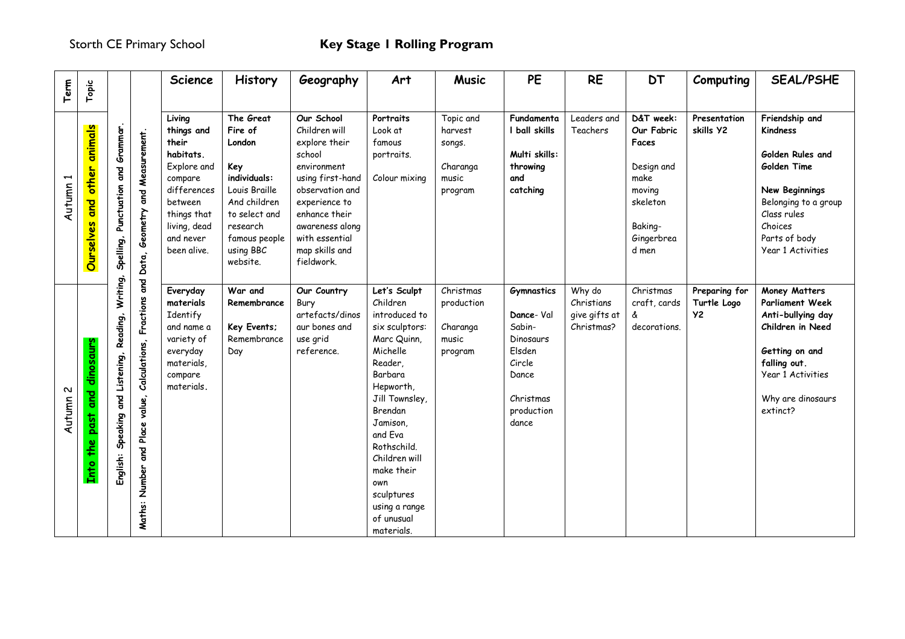Storth CE Primary School

# Key Stage 1 Rolling Program

| Term | Topic | | | Science | History | Geography | Art | Music | PE | RE | DT | Computing | SEAL/PSHE |
|---|---|---|---|---|---|---|---|---|---|---|---|---|---|
| Autumn 1 | **Ourselves and other animals** | English: Speaking and Listening, Reading, Writing, Spelling, Punctuation and Grammar. | Maths: Number and Place value, Calculations, Fractions and Data, Geometry and Measurement. | **Living things and their habitats.** Explore and compare differences between things that living, dead and never been alive. | **The Great Fire of London** **Key individuals:** Louis Braille And children to select and research famous people using BBC website. | **Our School** Children will explore their school environment using first-hand observation and experience to enhance their awareness along with essential map skills and fieldwork. | **Portraits** Look at famous portraits. Colour mixing | Topic and harvest songs. Charanga music program | **Fundamental ball skills** **Multi skills: throwing and catching** | Leaders and Teachers | **D&T week: Our Fabric Faces** Design and make moving skeleton Baking- Gingerbread men | **Presentation skills Y2** | **Friendship and Kindness** **Golden Rules and Golden Time** **New Beginnings** Belonging to a group Class rules Choices Parts of body Year 1 Activities |
| Autumn 2 | **Into the past and dinosaurs** | | | **Everyday materials** Identify and name a variety of everyday materials, compare materials. | **War and Remembrance** **Key Events;** Remembrance Day | **Our Country** Bury artefacts/dinosaur bones and use grid reference. | **Let's Sculpt** Children introduced to six sculptors: Marc Quinn, Michelle Reader, Barbara Hepworth, Jill Townsley, Brendan Jamison, and Eva Rothschild. Children will make their own sculptures using a range of unusual materials. | Christmas production Charanga music program | **Gymnastics** **Dance**- Val Sabin- Dinosaurs Elsden Circle Dance Christmas production dance | Why do Christians give gifts at Christmas? | Christmas craft, cards & decorations. | **Preparing for Turtle Logo Y2** | **Money Matters** **Parliament Week** **Anti-bullying day** **Children in Need** **Getting on and falling out.** Year 1 Activities Why are dinosaurs extinct? |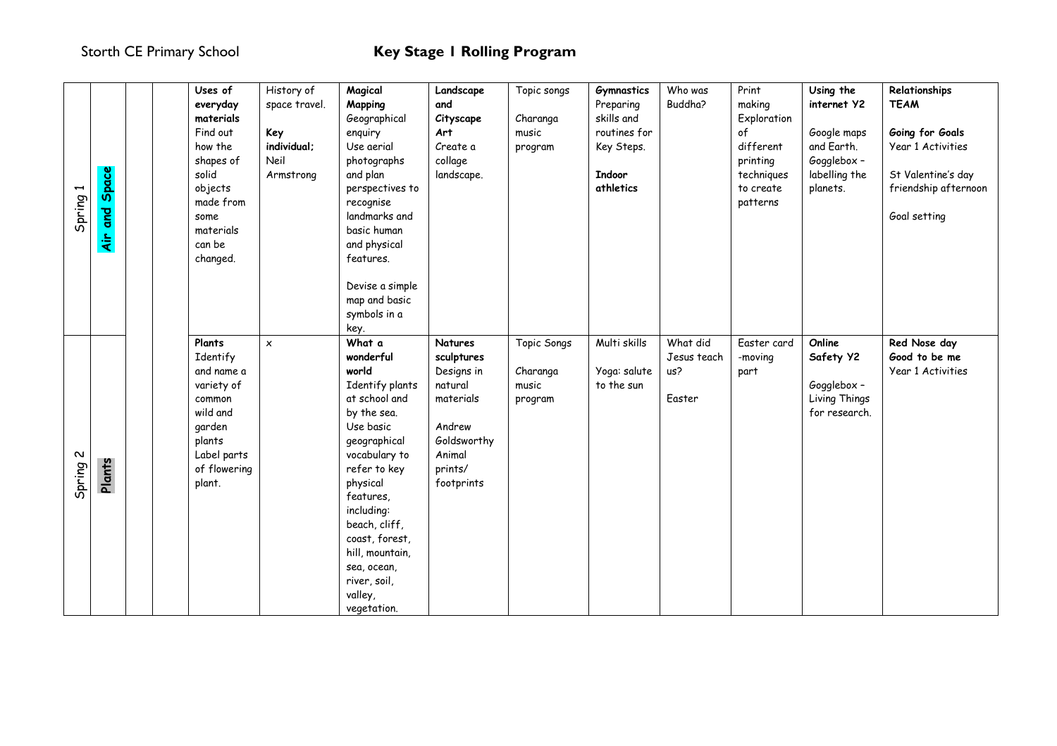Storth CE Primary School

# Key Stage 1 Rolling Program

| | | | | | | | | | | | | | |
|---|---|---|---|---|---|---|---|---|---|---|---|---|---|
| Spring 1 | **Air and Space** | | | **Uses of everyday materials** Find out how the shapes of solid objects made from some materials can be changed. | History of space travel. **Key individual;** Neil Armstrong | **Magical Mapping** Geographical enquiry Use aerial photographs and plan perspectives to recognise landmarks and basic human and physical features. Devise a simple map and basic symbols in a key. | **Landscape and Cityscape Art** Create a collage landscape. | Topic songs Charanga music program | **Gymnastics** Preparing skills and routines for Key Steps. **Indoor athletics** | Who was Buddha? | Print making Exploration of different printing techniques to create patterns | **Using the internet Y2** Google maps and Earth. Gogglebox – labelling the planets. | **Relationships TEAM** **Going for Goals** Year 1 Activities St Valentine's day friendship afternoon Goal setting |
| Spring 2 | **Plants** | | | **Plants** Identify and name a variety of common wild and garden plants Label parts of flowering plant. | x | **What a wonderful world** Identify plants at school and by the sea. Use basic geographical vocabulary to refer to key physical features, including: beach, cliff, coast, forest, hill, mountain, sea, ocean, river, soil, valley, vegetation. | **Natures sculptures** Designs in natural materials Andrew Goldsworthy Animal prints/ footprints | Topic Songs Charanga music program | Multi skills Yoga: salute to the sun | What did Jesus teach us? Easter | Easter card -moving part | **Online Safety Y2** Gogglebox – Living Things for research. | **Red Nose day** **Good to be me** Year 1 Activities |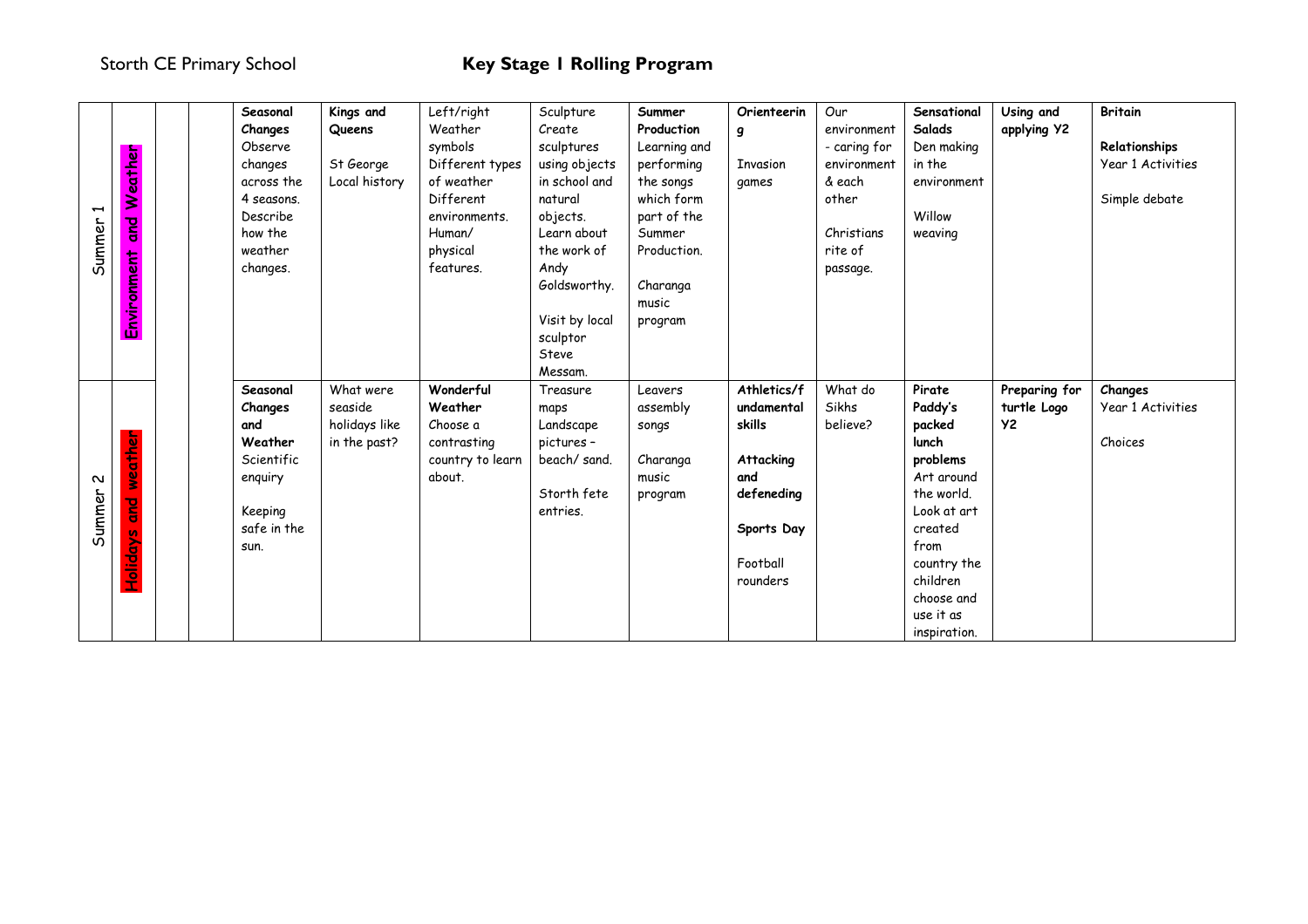Storth CE Primary School

# Key Stage 1 Rolling Program

| | | | | | | | | | | | | | |
|---|---|---|---|---|---|---|---|---|---|---|---|---|---|
| Summer 1 | **Environment and Weather** | | | **Seasonal Changes** Observe changes across the 4 seasons. Describe how the weather changes. | **Kings and Queens** St George Local history | Left/right Weather symbols Different types of weather Different environments. Human/ physical features. | Sculpture Create sculptures using objects in school and natural objects. Learn about the work of Andy Goldsworthy. Visit by local sculptor Steve Messam. | **Summer Production** Learning and performing the songs which form part of the Summer Production. Charanga music program | **Orienteering** Invasion games | Our environment - caring for environment & each other Christians rite of passage. | **Sensational Salads** Den making in the environment Willow weaving | **Using and applying Y2** | **Britain** **Relationships** Year 1 Activities Simple debate |
| Summer 2 | **Holidays and weather** | | | **Seasonal Changes and Weather** Scientific enquiry Keeping safe in the sun. | What were seaside holidays like in the past? | **Wonderful Weather** Choose a contrasting country to learn about. | Treasure maps Landscape pictures – beach/ sand. Storth fete entries. | Leavers assembly songs Charanga music program | **Athletics/fundamental skills** **Attacking and defeneding** **Sports Day** Football rounders | What do Sikhs believe? | **Pirate Paddy's packed lunch problems** Art around the world. Look at art created from country the children choose and use it as inspiration. | **Preparing for turtle Logo Y2** | **Changes** Year 1 Activities Choices |